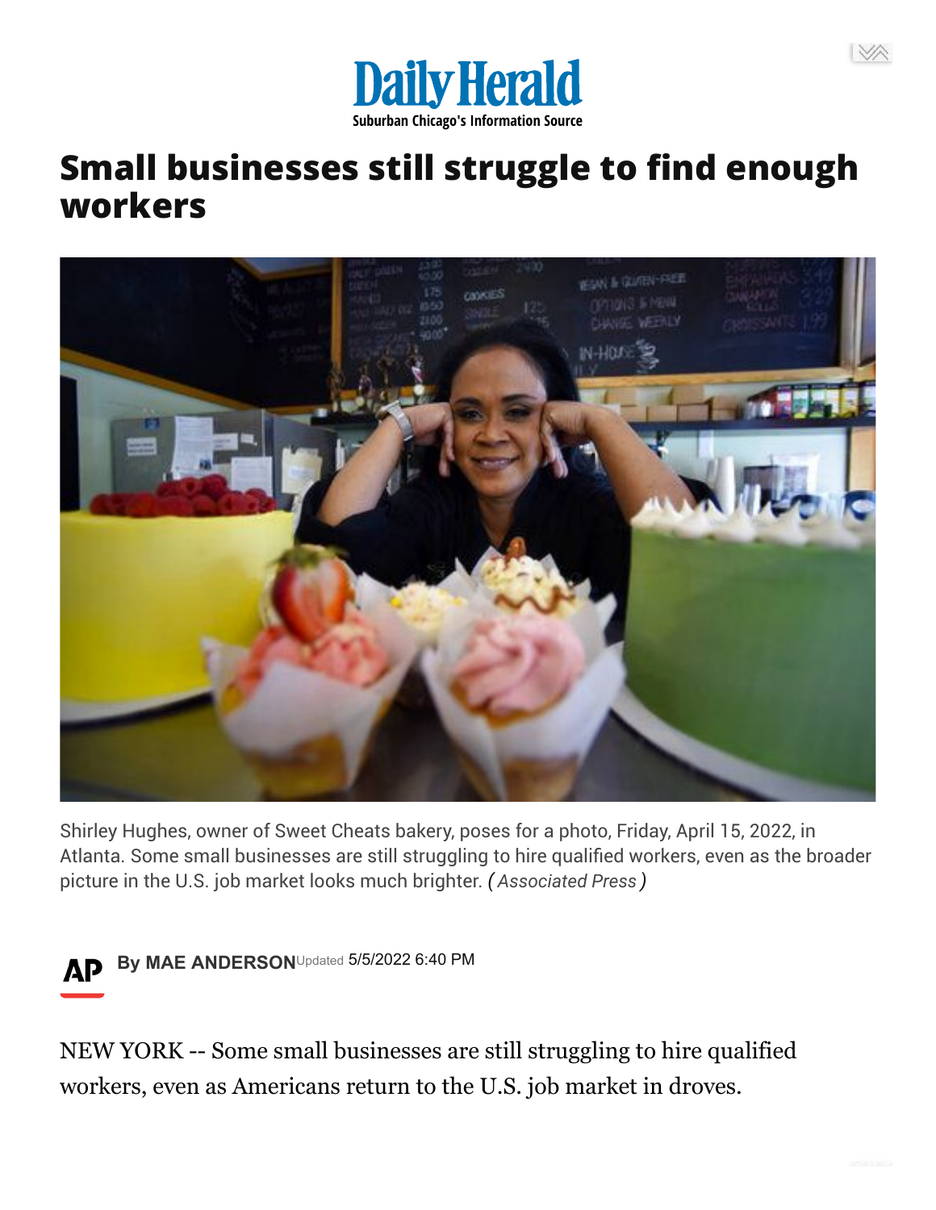Daily Herald

Suburban Chicago's Information Source

# Small businesses still struggle to find enough workers

Shirley Hughes, owner of Sweet Cheats bakery, poses for a photo, Friday, April 15, 2022, in Atlanta. Some small businesses are still struggling to hire qualified workers, even as the broader picture in the U.S. job market looks much brighter. *(Associated Press)*

**By MAE ANDERSON** Updated 5/5/2022 6:40 PM

NEW YORK -- Some small businesses are still struggling to hire qualified workers, even as Americans return to the U.S. job market in droves.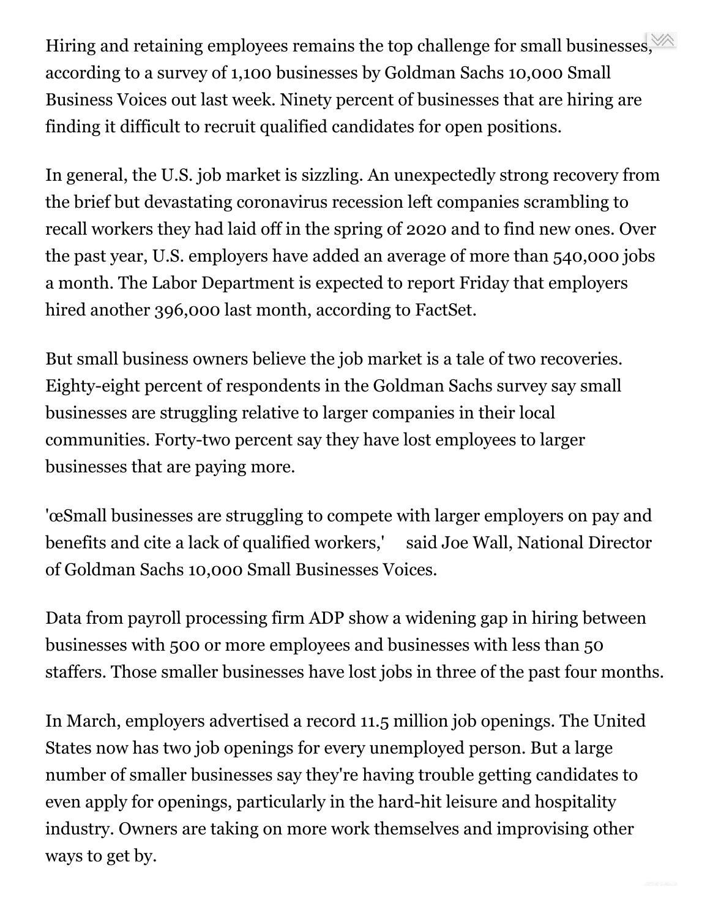Hiring and retaining employees remains the top challenge for small businesses, according to a survey of 1,100 businesses by Goldman Sachs 10,000 Small Business Voices out last week. Ninety percent of businesses that are hiring are finding it difficult to recruit qualified candidates for open positions.

In general, the U.S. job market is sizzling. An unexpectedly strong recovery from the brief but devastating coronavirus recession left companies scrambling to recall workers they had laid off in the spring of 2020 and to find new ones. Over the past year, U.S. employers have added an average of more than 540,000 jobs a month. The Labor Department is expected to report Friday that employers hired another 396,000 last month, according to FactSet.

But small business owners believe the job market is a tale of two recoveries. Eighty-eight percent of respondents in the Goldman Sachs survey say small businesses are struggling relative to larger companies in their local communities. Forty-two percent say they have lost employees to larger businesses that are paying more.

'œSmall businesses are struggling to compete with larger employers on pay and benefits and cite a lack of qualified workers,' said Joe Wall, National Director of Goldman Sachs 10,000 Small Businesses Voices.

Data from payroll processing firm ADP show a widening gap in hiring between businesses with 500 or more employees and businesses with less than 50 staffers. Those smaller businesses have lost jobs in three of the past four months.

In March, employers advertised a record 11.5 million job openings. The United States now has two job openings for every unemployed person. But a large number of smaller businesses say they're having trouble getting candidates to even apply for openings, particularly in the hard-hit leisure and hospitality industry. Owners are taking on more work themselves and improvising other ways to get by.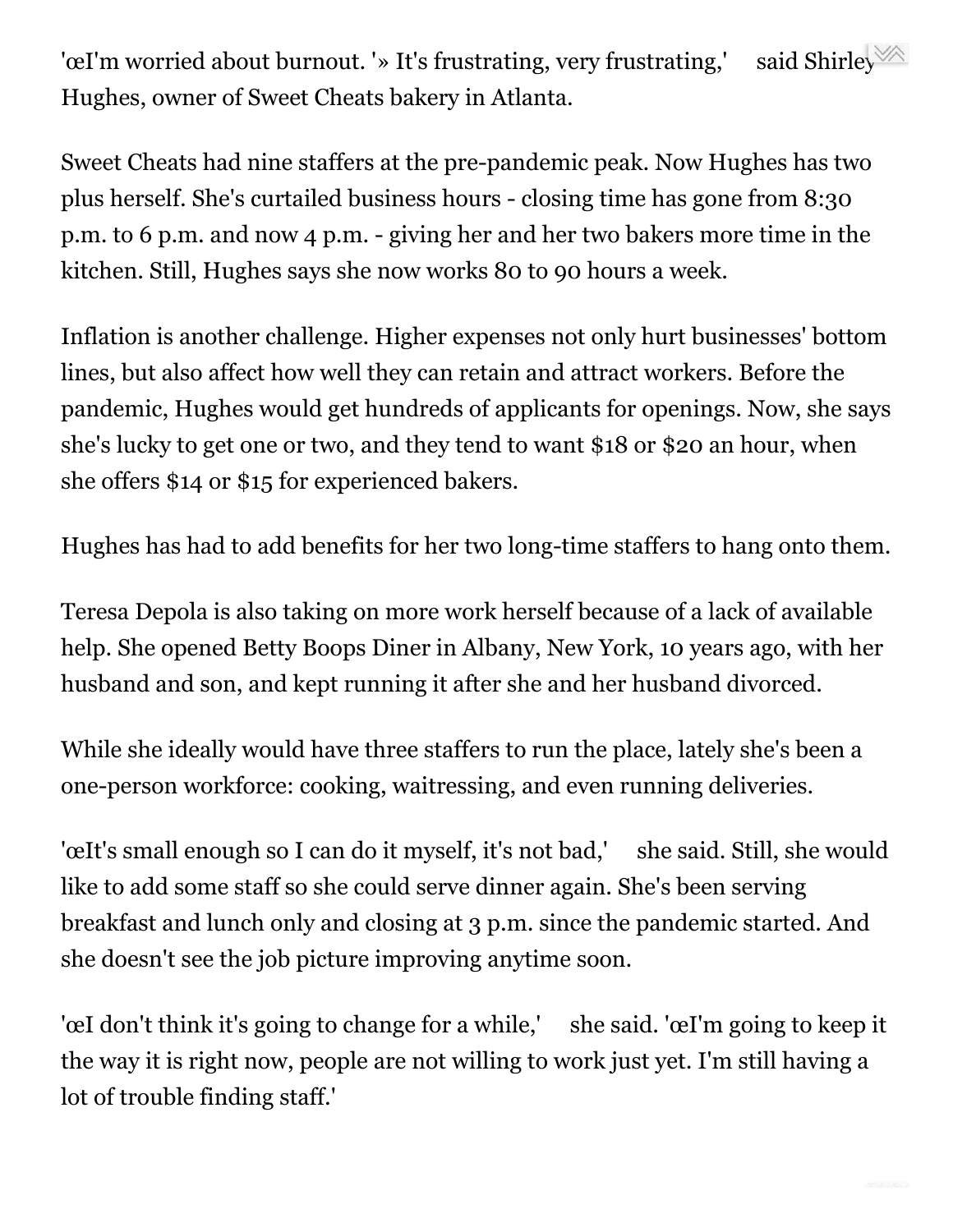'œI'm worried about burnout. '» It's frustrating, very frustrating,' said Shirley Hughes, owner of Sweet Cheats bakery in Atlanta.

Sweet Cheats had nine staffers at the pre-pandemic peak. Now Hughes has two plus herself. She's curtailed business hours - closing time has gone from 8:30 p.m. to 6 p.m. and now 4 p.m. - giving her and her two bakers more time in the kitchen. Still, Hughes says she now works 80 to 90 hours a week.

Inflation is another challenge. Higher expenses not only hurt businesses' bottom lines, but also affect how well they can retain and attract workers. Before the pandemic, Hughes would get hundreds of applicants for openings. Now, she says she's lucky to get one or two, and they tend to want $18 or $20 an hour, when she offers $14 or $15 for experienced bakers.

Hughes has had to add benefits for her two long-time staffers to hang onto them.

Teresa Depola is also taking on more work herself because of a lack of available help. She opened Betty Boops Diner in Albany, New York, 10 years ago, with her husband and son, and kept running it after she and her husband divorced.

While she ideally would have three staffers to run the place, lately she's been a one-person workforce: cooking, waitressing, and even running deliveries.

'œIt's small enough so I can do it myself, it's not bad,' she said. Still, she would like to add some staff so she could serve dinner again. She's been serving breakfast and lunch only and closing at 3 p.m. since the pandemic started. And she doesn't see the job picture improving anytime soon.

'œI don't think it's going to change for a while,' she said. 'œI'm going to keep it the way it is right now, people are not willing to work just yet. I'm still having a lot of trouble finding staff.'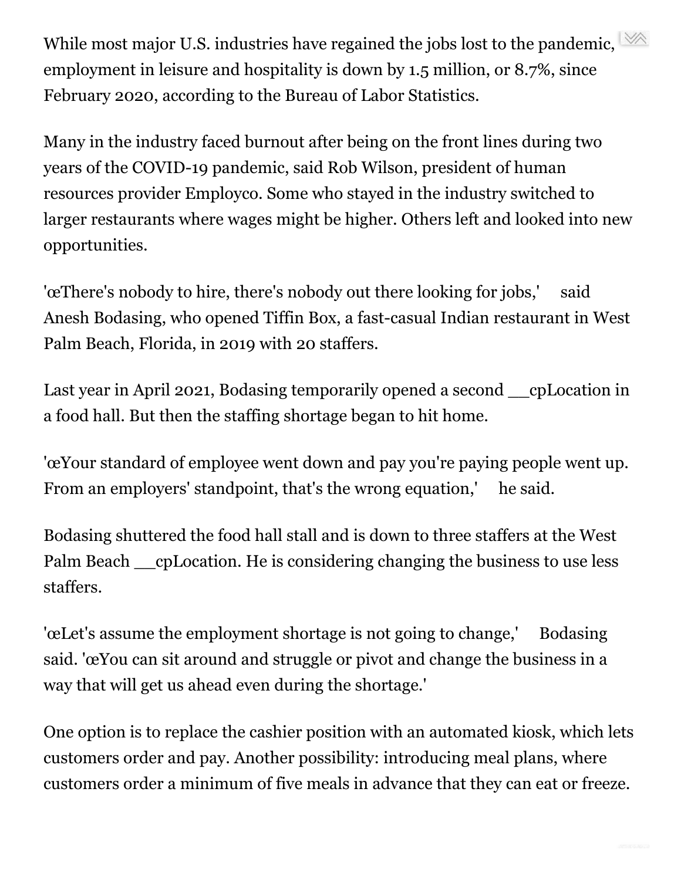While most major U.S. industries have regained the jobs lost to the pandemic, employment in leisure and hospitality is down by 1.5 million, or 8.7%, since February 2020, according to the Bureau of Labor Statistics.

Many in the industry faced burnout after being on the front lines during two years of the COVID-19 pandemic, said Rob Wilson, president of human resources provider Employco. Some who stayed in the industry switched to larger restaurants where wages might be higher. Others left and looked into new opportunities.

'œThere's nobody to hire, there's nobody out there looking for jobs,' said Anesh Bodasing, who opened Tiffin Box, a fast-casual Indian restaurant in West Palm Beach, Florida, in 2019 with 20 staffers.

Last year in April 2021, Bodasing temporarily opened a second __cpLocation in a food hall. But then the staffing shortage began to hit home.

'œYour standard of employee went down and pay you're paying people went up. From an employers' standpoint, that's the wrong equation,' he said.

Bodasing shuttered the food hall stall and is down to three staffers at the West Palm Beach __cpLocation. He is considering changing the business to use less staffers.

'œLet's assume the employment shortage is not going to change,' Bodasing said. 'œYou can sit around and struggle or pivot and change the business in a way that will get us ahead even during the shortage.'

One option is to replace the cashier position with an automated kiosk, which lets customers order and pay. Another possibility: introducing meal plans, where customers order a minimum of five meals in advance that they can eat or freeze.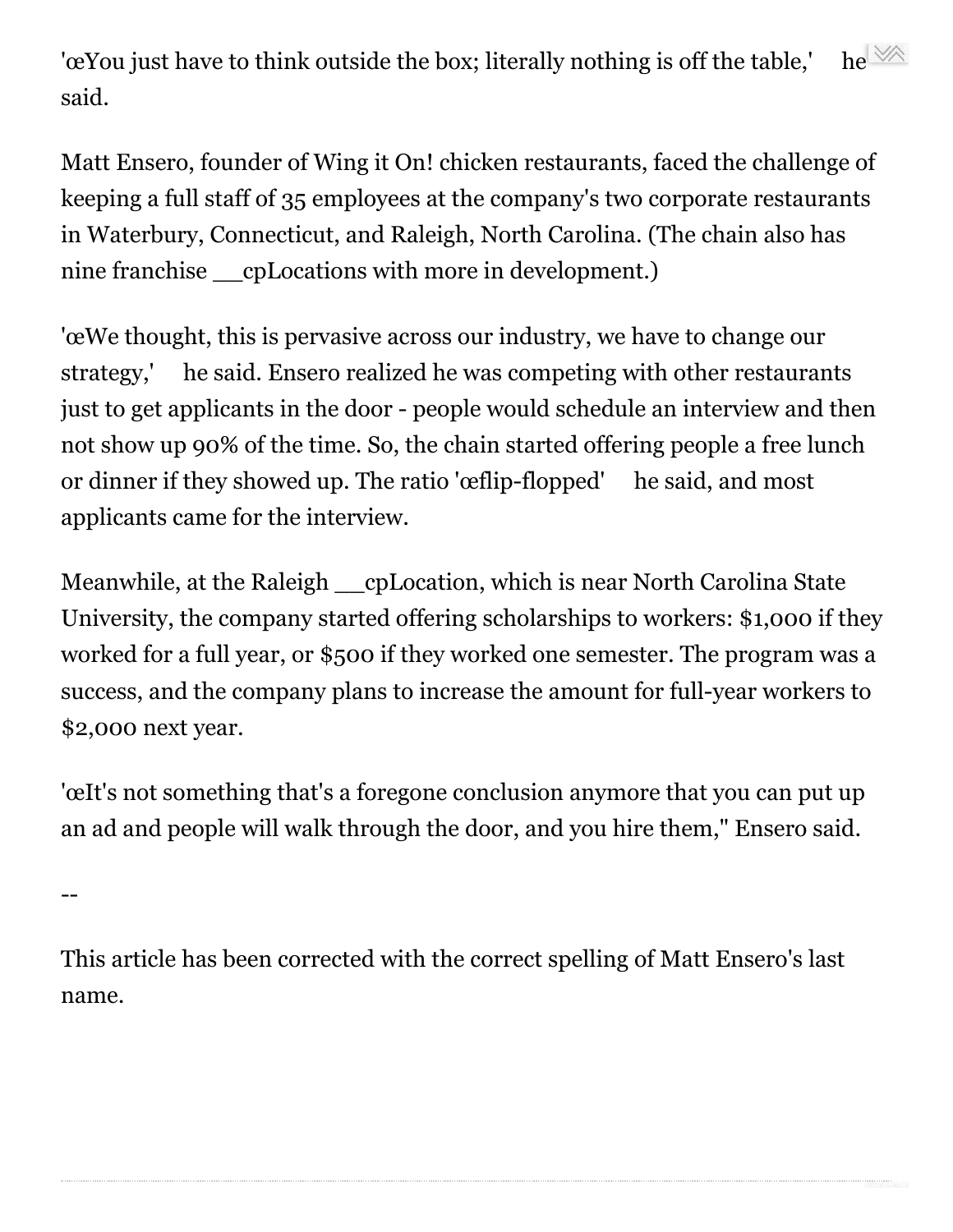'œYou just have to think outside the box; literally nothing is off the table,' he said.

Matt Ensero, founder of Wing it On! chicken restaurants, faced the challenge of keeping a full staff of 35 employees at the company's two corporate restaurants in Waterbury, Connecticut, and Raleigh, North Carolina. (The chain also has nine franchise __cpLocations with more in development.)

'œWe thought, this is pervasive across our industry, we have to change our strategy,' he said. Ensero realized he was competing with other restaurants just to get applicants in the door - people would schedule an interview and then not show up 90% of the time. So, the chain started offering people a free lunch or dinner if they showed up. The ratio 'œflip-flopped' he said, and most applicants came for the interview.

Meanwhile, at the Raleigh __cpLocation, which is near North Carolina State University, the company started offering scholarships to workers: $1,000 if they worked for a full year, or $500 if they worked one semester. The program was a success, and the company plans to increase the amount for full-year workers to $2,000 next year.

'œIt's not something that's a foregone conclusion anymore that you can put up an ad and people will walk through the door, and you hire them," Ensero said.

--

This article has been corrected with the correct spelling of Matt Ensero's last name.